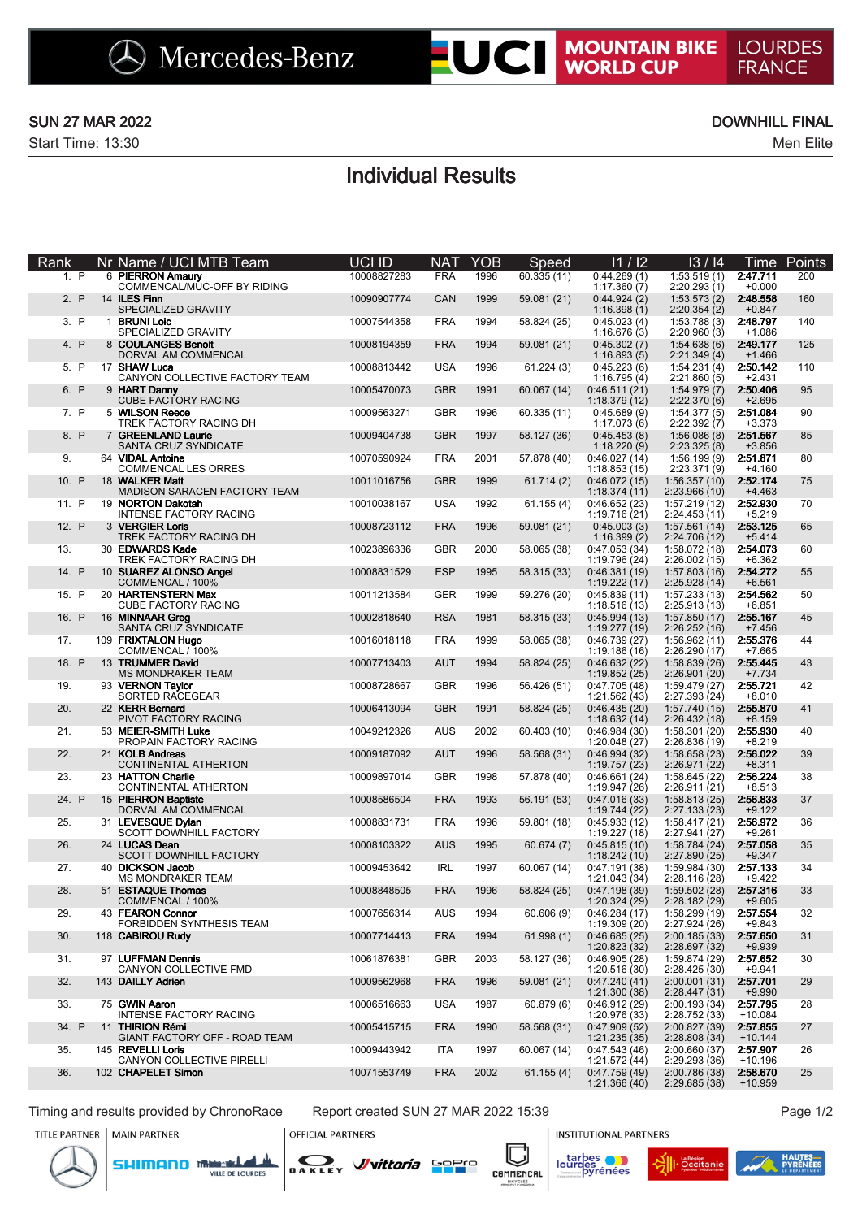Mercedes-Benz | UCI MOUNTAIN BIKE WORLD CUP | LOURDES FRANCE

SUN 27 MAR 2022 — DOWNHILL FINAL

Start Time: 13:30 — Men Elite

# Individual Results

| Rank | | Nr | Name / UCI MTB Team | UCI ID | NAT | YOB | Speed | I1 / I2 | I3 / I4 | Time | Points |
|---|---|---|---|---|---|---|---|---|---|---|---|
| 1. | P | 6 | **PIERRON Amaury**<br>COMMENCAL/MUC-OFF BY RIDING | 10008827283 | FRA | 1996 | 60.335 (11) | 0:44.269 (1)<br>1:17.360 (7) | 1:53.519 (1)<br>2:20.293 (1) | **2:47.711**<br>+0.000 | 200 |
| 2. | P | 14 | **ILES Finn**<br>SPECIALIZED GRAVITY | 10090907774 | CAN | 1999 | 59.081 (21) | 0:44.924 (2)<br>1:16.398 (1) | 1:53.573 (2)<br>2:20.354 (2) | **2:48.558**<br>+0.847 | 160 |
| 3. | P | 1 | **BRUNI Loic**<br>SPECIALIZED GRAVITY | 10007544358 | FRA | 1994 | 58.824 (25) | 0:45.023 (4)<br>1:16.676 (3) | 1:53.788 (3)<br>2:20.960 (3) | **2:48.797**<br>+1.086 | 140 |
| 4. | P | 8 | **COULANGES Benoit**<br>DORVAL AM COMMENCAL | 10008194359 | FRA | 1994 | 59.081 (21) | 0:45.302 (7)<br>1:16.893 (5) | 1:54.638 (6)<br>2:21.349 (4) | **2:49.177**<br>+1.466 | 125 |
| 5. | P | 17 | **SHAW Luca**<br>CANYON COLLECTIVE FACTORY TEAM | 10008813442 | USA | 1996 | 61.224 (3) | 0:45.223 (6)<br>1:16.795 (4) | 1:54.231 (4)<br>2:21.860 (5) | **2:50.142**<br>+2.431 | 110 |
| 6. | P | 9 | **HART Danny**<br>CUBE FACTORY RACING | 10005470073 | GBR | 1991 | 60.067 (14) | 0:46.511 (21)<br>1:18.379 (12) | 1:54.979 (7)<br>2:22.370 (6) | **2:50.406**<br>+2.695 | 95 |
| 7. | P | 5 | **WILSON Reece**<br>TREK FACTORY RACING DH | 10009563271 | GBR | 1996 | 60.335 (11) | 0:45.689 (9)<br>1:17.073 (6) | 1:54.377 (5)<br>2:22.392 (7) | **2:51.084**<br>+3.373 | 90 |
| 8. | P | 7 | **GREENLAND Laurie**<br>SANTA CRUZ SYNDICATE | 10009404738 | GBR | 1997 | 58.127 (36) | 0:45.453 (8)<br>1:18.220 (9) | 1:56.086 (8)<br>2:23.325 (8) | **2:51.567**<br>+3.856 | 85 |
| 9. | | 64 | **VIDAL Antoine**<br>COMMENCAL LES ORRES | 10070590924 | FRA | 2001 | 57.878 (40) | 0:46.027 (14)<br>1:18.853 (15) | 1:56.199 (9)<br>2:23.371 (9) | **2:51.871**<br>+4.160 | 80 |
| 10. | P | 18 | **WALKER Matt**<br>MADISON SARACEN FACTORY TEAM | 10011016756 | GBR | 1999 | 61.714 (2) | 0:46.072 (15)<br>1:18.374 (11) | 1:56.357 (10)<br>2:23.966 (10) | **2:52.174**<br>+4.463 | 75 |
| 11. | P | 19 | **NORTON Dakotah**<br>INTENSE FACTORY RACING | 10010038167 | USA | 1992 | 61.155 (4) | 0:46.652 (23)<br>1:19.716 (21) | 1:57.219 (12)<br>2:24.453 (11) | **2:52.930**<br>+5.219 | 70 |
| 12. | P | 3 | **VERGIER Loris**<br>TREK FACTORY RACING DH | 10008723112 | FRA | 1996 | 59.081 (21) | 0:45.003 (3)<br>1:16.399 (2) | 1:57.561 (14)<br>2:24.706 (12) | **2:53.125**<br>+5.414 | 65 |
| 13. | | 30 | **EDWARDS Kade**<br>TREK FACTORY RACING DH | 10023896336 | GBR | 2000 | 58.065 (38) | 0:47.053 (34)<br>1:19.796 (24) | 1:58.072 (18)<br>2:26.002 (15) | **2:54.073**<br>+6.362 | 60 |
| 14. | P | 10 | **SUAREZ ALONSO Angel**<br>COMMENCAL / 100% | 10008831529 | ESP | 1995 | 58.315 (33) | 0:46.381 (19)<br>1:19.222 (17) | 1:57.803 (16)<br>2:25.928 (14) | **2:54.272**<br>+6.561 | 55 |
| 15. | P | 20 | **HARTENSTERN Max**<br>CUBE FACTORY RACING | 10011213584 | GER | 1999 | 59.276 (20) | 0:45.839 (11)<br>1:18.516 (13) | 1:57.233 (13)<br>2:25.913 (13) | **2:54.562**<br>+6.851 | 50 |
| 16. | P | 16 | **MINNAAR Greg**<br>SANTA CRUZ SYNDICATE | 10002818640 | RSA | 1981 | 58.315 (33) | 0:45.994 (13)<br>1:19.277 (19) | 1:57.850 (17)<br>2:26.252 (16) | **2:55.167**<br>+7.456 | 45 |
| 17. | | 109 | **FRIXTALON Hugo**<br>COMMENCAL / 100% | 10016018118 | FRA | 1999 | 58.065 (38) | 0:46.739 (27)<br>1:19.186 (16) | 1:56.962 (11)<br>2:26.290 (17) | **2:55.376**<br>+7.665 | 44 |
| 18. | P | 13 | **TRUMMER David**<br>MS MONDRAKER TEAM | 10007713403 | AUT | 1994 | 58.824 (25) | 0:46.632 (22)<br>1:19.852 (25) | 1:58.839 (26)<br>2:26.901 (20) | **2:55.445**<br>+7.734 | 43 |
| 19. | | 93 | **VERNON Taylor**<br>SORTED RACEGEAR | 10008728667 | GBR | 1996 | 56.426 (51) | 0:47.705 (48)<br>1:21.562 (43) | 1:59.479 (27)<br>2:27.393 (24) | **2:55.721**<br>+8.010 | 42 |
| 20. | | 22 | **KERR Bernard**<br>PIVOT FACTORY RACING | 10006413094 | GBR | 1991 | 58.824 (25) | 0:46.435 (20)<br>1:18.632 (14) | 1:57.740 (15)<br>2:26.432 (18) | **2:55.870**<br>+8.159 | 41 |
| 21. | | 53 | **MEIER-SMITH Luke**<br>PROPAIN FACTORY RACING | 10049212326 | AUS | 2002 | 60.403 (10) | 0:46.984 (30)<br>1:20.048 (27) | 1:58.301 (20)<br>2:26.836 (19) | **2:55.930**<br>+8.219 | 40 |
| 22. | | 21 | **KOLB Andreas**<br>CONTINENTAL ATHERTON | 10009187092 | AUT | 1996 | 58.568 (31) | 0:46.994 (32)<br>1:19.757 (23) | 1:58.658 (23)<br>2:26.971 (22) | **2:56.022**<br>+8.311 | 39 |
| 23. | | 23 | **HATTON Charlie**<br>CONTINENTAL ATHERTON | 10009897014 | GBR | 1998 | 57.878 (40) | 0:46.661 (24)<br>1:19.947 (26) | 1:58.645 (22)<br>2:26.911 (21) | **2:56.224**<br>+8.513 | 38 |
| 24. | P | 15 | **PIERRON Baptiste**<br>DORVAL AM COMMENCAL | 10008586504 | FRA | 1993 | 56.191 (53) | 0:47.016 (33)<br>1:19.744 (22) | 1:58.813 (25)<br>2:27.133 (23) | **2:56.833**<br>+9.122 | 37 |
| 25. | | 31 | **LEVESQUE Dylan**<br>SCOTT DOWNHILL FACTORY | 10008831731 | FRA | 1996 | 59.801 (18) | 0:45.933 (12)<br>1:19.227 (18) | 1:58.417 (21)<br>2:27.941 (27) | **2:56.972**<br>+9.261 | 36 |
| 26. | | 24 | **LUCAS Dean**<br>SCOTT DOWNHILL FACTORY | 10008103322 | AUS | 1995 | 60.674 (7) | 0:45.815 (10)<br>1:18.242 (10) | 1:58.784 (24)<br>2:27.890 (25) | **2:57.058**<br>+9.347 | 35 |
| 27. | | 40 | **DICKSON Jacob**<br>MS MONDRAKER TEAM | 10009453642 | IRL | 1997 | 60.067 (14) | 0:47.191 (38)<br>1:21.043 (34) | 1:59.984 (30)<br>2:28.116 (28) | **2:57.133**<br>+9.422 | 34 |
| 28. | | 51 | **ESTAQUE Thomas**<br>COMMENCAL / 100% | 10008848505 | FRA | 1996 | 58.824 (25) | 0:47.198 (39)<br>1:20.324 (29) | 1:59.502 (28)<br>2:28.182 (29) | **2:57.316**<br>+9.605 | 33 |
| 29. | | 43 | **FEARON Connor**<br>FORBIDDEN SYNTHESIS TEAM | 10007656314 | AUS | 1994 | 60.606 (9) | 0:46.284 (17)<br>1:19.309 (20) | 1:58.299 (19)<br>2:27.924 (26) | **2:57.554**<br>+9.843 | 32 |
| 30. | | 118 | **CABIROU Rudy** | 10007714413 | FRA | 1994 | 61.998 (1) | 0:46.685 (25)<br>1:20.823 (32) | 2:00.185 (33)<br>2:28.697 (32) | **2:57.650**<br>+9.939 | 31 |
| 31. | | 97 | **LUFFMAN Dennis**<br>CANYON COLLECTIVE FMD | 10061876381 | GBR | 2003 | 58.127 (36) | 0:46.905 (28)<br>1:20.516 (30) | 1:59.874 (29)<br>2:28.425 (30) | **2:57.652**<br>+9.941 | 30 |
| 32. | | 143 | **DAILLY Adrien** | 10009562968 | FRA | 1996 | 59.081 (21) | 0:47.240 (41)<br>1:21.300 (38) | 2:00.001 (31)<br>2:28.447 (31) | **2:57.701**<br>+9.990 | 29 |
| 33. | | 75 | **GWIN Aaron**<br>INTENSE FACTORY RACING | 10006516663 | USA | 1987 | 60.879 (6) | 0:46.912 (29)<br>1:20.976 (33) | 2:00.193 (34)<br>2:28.752 (33) | **2:57.795**<br>+10.084 | 28 |
| 34. | P | 11 | **THIRION Rémi**<br>GIANT FACTORY OFF - ROAD TEAM | 10005415715 | FRA | 1990 | 58.568 (31) | 0:47.909 (52)<br>1:21.235 (35) | 2:00.827 (39)<br>2:28.808 (34) | **2:57.855**<br>+10.144 | 27 |
| 35. | | 145 | **REVELLI Loris**<br>CANYON COLLECTIVE PIRELLI | 10009443942 | ITA | 1997 | 60.067 (14) | 0:47.543 (46)<br>1:21.572 (44) | 2:00.660 (37)<br>2:29.293 (36) | **2:57.907**<br>+10.196 | 26 |
| 36. | | 102 | **CHAPELET Simon** | 10071553749 | FRA | 2002 | 61.155 (4) | 0:47.759 (49)<br>1:21.366 (40) | 2:00.786 (38)<br>2:29.685 (38) | **2:58.670**<br>+10.959 | 25 |

Timing and results provided by ChronoRace — Report created SUN 27 MAR 2022 15:39

TITLE PARTNER: Mercedes-Benz | MAIN PARTNER: SHIMANO, VILLE DE LOURDES | OFFICIAL PARTNERS: OAKLEY, vittoria, GoPro, COMMENCAL | INSTITUTIONAL PARTNERS: tarbes lourdes pyrénées, La Région Occitanie, HAUTES-PYRÉNÉES LE DÉPARTEMENT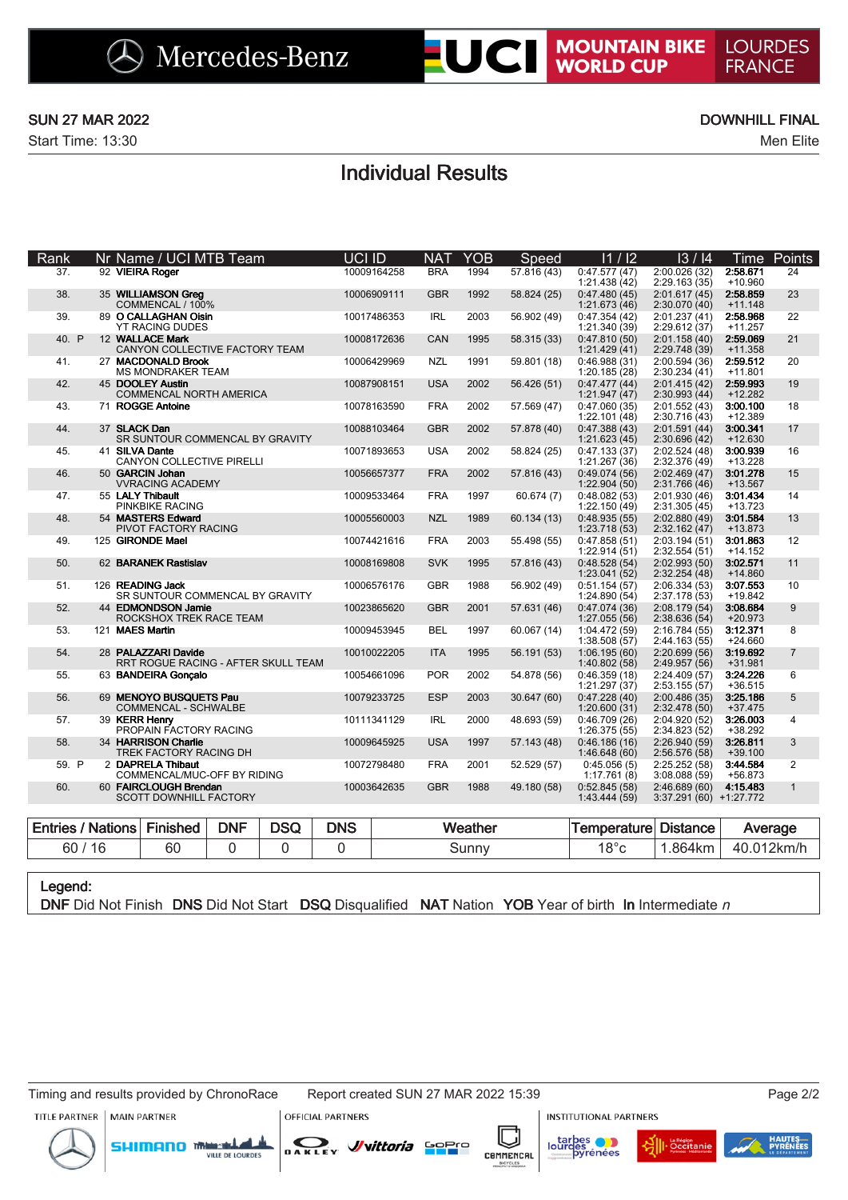SUN 27 MAR 2022

Start Time: 13:30

DOWNHILL FINAL

Men Elite

## Individual Results

| Rank | Nr | Name / UCI MTB Team | UCI ID | NAT | YOB | Speed | I1 / I2 | I3 / I4 | Time | Points |
|---|---|---|---|---|---|---|---|---|---|---|
| 37. | 92 | **VIEIRA Roger** | 10009164258 | BRA | 1994 | 57.816 (43) | 0:47.577 (47) 1:21.438 (42) | 2:00.026 (32) 2:29.163 (35) | **2:58.671** +10.960 | 24 |
| 38. | 35 | **WILLIAMSON Greg** COMMENCAL / 100% | 10006909111 | GBR | 1992 | 58.824 (25) | 0:47.480 (45) 1:21.673 (46) | 2:01.617 (45) 2:30.070 (40) | **2:58.859** +11.148 | 23 |
| 39. | 89 | **O CALLAGHAN Oisin** YT RACING DUDES | 10017486353 | IRL | 2003 | 56.902 (49) | 0:47.354 (42) 1:21.340 (39) | 2:01.237 (41) 2:29.612 (37) | **2:58.968** +11.257 | 22 |
| 40. P | 12 | **WALLACE Mark** CANYON COLLECTIVE FACTORY TEAM | 10008172636 | CAN | 1995 | 58.315 (33) | 0:47.810 (50) 1:21.429 (41) | 2:01.158 (40) 2:29.748 (39) | **2:59.069** +11.358 | 21 |
| 41. | 27 | **MACDONALD Brook** MS MONDRAKER TEAM | 10006429969 | NZL | 1991 | 59.801 (18) | 0:46.988 (31) 1:20.185 (28) | 2:00.594 (36) 2:30.234 (41) | **2:59.512** +11.801 | 20 |
| 42. | 45 | **DOOLEY Austin** COMMENCAL NORTH AMERICA | 10087908151 | USA | 2002 | 56.426 (51) | 0:47.477 (44) 1:21.947 (47) | 2:01.415 (42) 2:30.993 (44) | **2:59.993** +12.282 | 19 |
| 43. | 71 | **ROGGE Antoine** | 10078163590 | FRA | 2002 | 57.569 (47) | 0:47.060 (35) 1:22.101 (48) | 2:01.552 (43) 2:30.716 (43) | **3:00.100** +12.389 | 18 |
| 44. | 37 | **SLACK Dan** SR SUNTOUR COMMENCAL BY GRAVITY | 10088103464 | GBR | 2002 | 57.878 (40) | 0:47.388 (43) 1:21.623 (45) | 2:01.591 (44) 2:30.696 (42) | **3:00.341** +12.630 | 17 |
| 45. | 41 | **SILVA Dante** CANYON COLLECTIVE PIRELLI | 10071893653 | USA | 2002 | 58.824 (25) | 0:47.133 (37) 1:21.267 (36) | 2:02.524 (48) 2:32.376 (49) | **3:00.939** +13.228 | 16 |
| 46. | 50 | **GARCIN Johan** VVRACING ACADEMY | 10056657377 | FRA | 2002 | 57.816 (43) | 0:49.074 (56) 1:22.904 (50) | 2:02.469 (47) 2:31.766 (46) | **3:01.278** +13.567 | 15 |
| 47. | 55 | **LALY Thibault** PINKBIKE RACING | 10009533464 | FRA | 1997 | 60.674 (7) | 0:48.082 (53) 1:22.150 (49) | 2:01.930 (46) 2:31.305 (45) | **3:01.434** +13.723 | 14 |
| 48. | 54 | **MASTERS Edward** PIVOT FACTORY RACING | 10005560003 | NZL | 1989 | 60.134 (13) | 0:48.935 (55) 1:23.718 (53) | 2:02.880 (49) 2:32.162 (47) | **3:01.584** +13.873 | 13 |
| 49. | 125 | **GIRONDE Mael** | 10074421616 | FRA | 2003 | 55.498 (55) | 0:47.858 (51) 1:22.914 (51) | 2:03.194 (51) 2:32.554 (51) | **3:01.863** +14.152 | 12 |
| 50. | 62 | **BARANEK Rastislav** | 10008169808 | SVK | 1995 | 57.816 (43) | 0:48.528 (54) 1:23.041 (52) | 2:02.993 (50) 2:32.254 (48) | **3:02.571** +14.860 | 11 |
| 51. | 126 | **READING Jack** SR SUNTOUR COMMENCAL BY GRAVITY | 10006576176 | GBR | 1988 | 56.902 (49) | 0:51.154 (57) 1:24.890 (54) | 2:06.334 (53) 2:37.178 (53) | **3:07.553** +19.842 | 10 |
| 52. | 44 | **EDMONDSON Jamie** ROCKSHOX TREK RACE TEAM | 10023865620 | GBR | 2001 | 57.631 (46) | 0:47.074 (36) 1:27.055 (56) | 2:08.179 (54) 2:38.636 (54) | **3:08.684** +20.973 | 9 |
| 53. | 121 | **MAES Martin** | 10009453945 | BEL | 1997 | 60.067 (14) | 1:04.472 (59) 1:38.508 (57) | 2:16.784 (55) 2:44.163 (55) | **3:12.371** +24.660 | 8 |
| 54. | 28 | **PALAZZARI Davide** RRT ROGUE RACING - AFTER SKULL TEAM | 10010022205 | ITA | 1995 | 56.191 (53) | 1:06.195 (60) 1:40.802 (58) | 2:20.699 (56) 2:49.957 (56) | **3:19.692** +31.981 | 7 |
| 55. | 63 | **BANDEIRA Gonçalo** | 10054661096 | POR | 2002 | 54.878 (56) | 0:46.359 (18) 1:21.297 (37) | 2:24.409 (57) 2:53.155 (57) | **3:24.226** +36.515 | 6 |
| 56. | 69 | **MENOYO BUSQUETS Pau** COMMENCAL - SCHWALBE | 10079233725 | ESP | 2003 | 30.647 (60) | 0:47.228 (40) 1:20.600 (31) | 2:00.486 (35) 2:32.478 (50) | **3:25.186** +37.475 | 5 |
| 57. | 39 | **KERR Henry** PROPAIN FACTORY RACING | 10111341129 | IRL | 2000 | 48.693 (59) | 0:46.709 (26) 1:26.375 (55) | 2:04.920 (52) 2:34.823 (52) | **3:26.003** +38.292 | 4 |
| 58. | 34 | **HARRISON Charlie** TREK FACTORY RACING DH | 10009645925 | USA | 1997 | 57.143 (48) | 0:46.186 (16) 1:46.648 (60) | 2:26.940 (59) 2:56.576 (58) | **3:26.811** +39.100 | 3 |
| 59. P | 2 | **DAPRELA Thibaut** COMMENCAL/MUC-OFF BY RIDING | 10072798480 | FRA | 2001 | 52.529 (57) | 0:45.056 (5) 1:17.761 (8) | 2:25.252 (58) 3:08.088 (59) | **3:44.584** +56.873 | 2 |
| 60. | 60 | **FAIRCLOUGH Brendan** SCOTT DOWNHILL FACTORY | 10003642635 | GBR | 1988 | 49.180 (58) | 0:52.845 (58) 1:43.444 (59) | 2:46.689 (60) 3:37.291 (60) | **4:15.483** +1:27.772 | 1 |

| Entries / Nations | Finished | DNF | DSQ | DNS | Weather | Temperature | Distance | Average |
|---|---|---|---|---|---|---|---|---|
| 60 / 16 | 60 | 0 | 0 | 0 | Sunny | 18°c | 1.864km | 40.012km/h |

Legend:

**DNF** Did Not Finish **DNS** Did Not Start **DSQ** Disqualified **NAT** Nation **YOB** Year of birth **In** Intermediate *n*

Timing and results provided by ChronoRace Report created SUN 27 MAR 2022 15:39